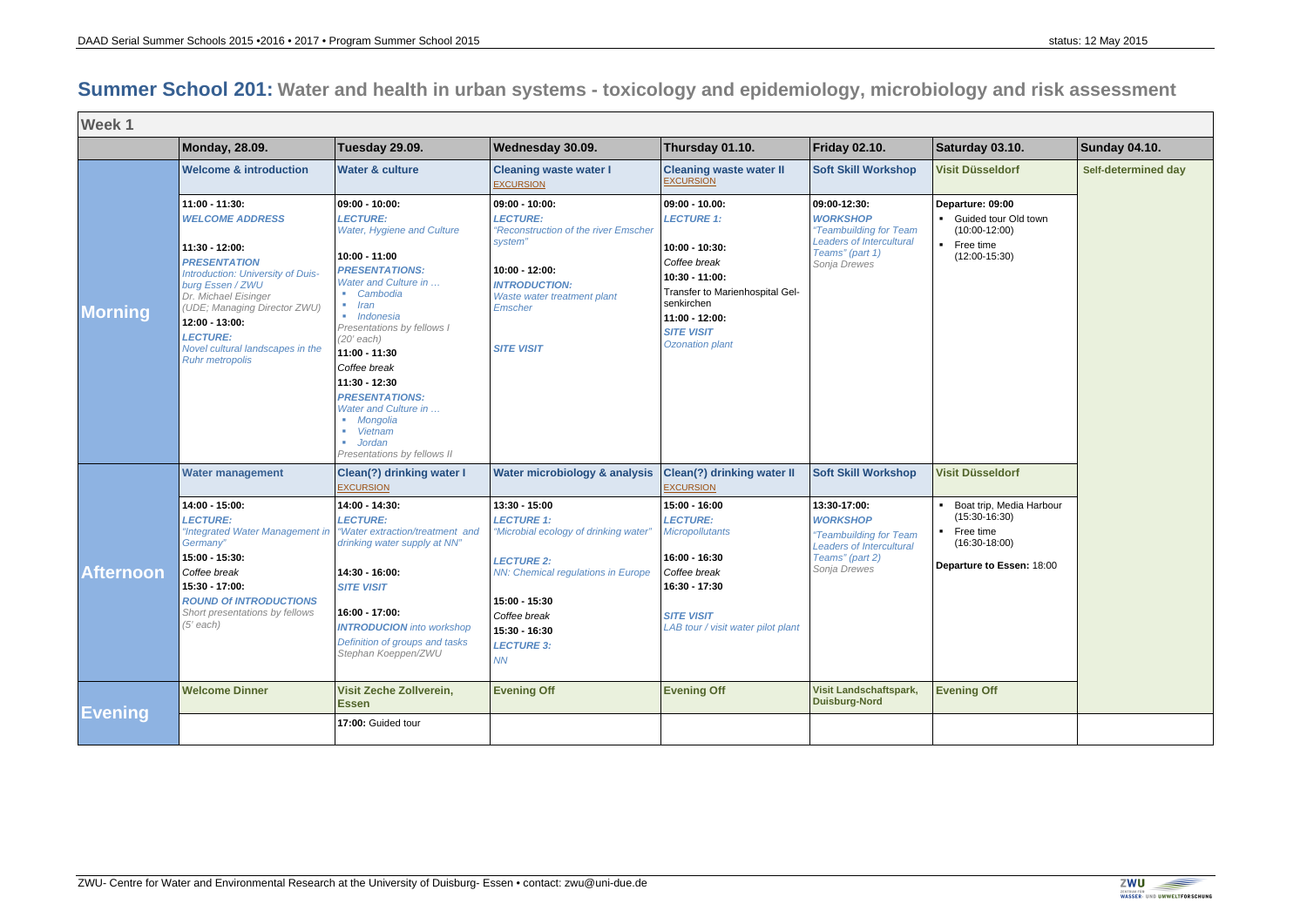# Summer School 201: Water and health in urban systems - toxicology and epidemiology, microbiology and risk assessment

| Week 1 | | | | | | | |
|---|---|---|---|---|---|---|---|
| | **Monday, 28.09.** | **Tuesday 29.09.** | **Wednesday 30.09.** | **Thursday 01.10.** | **Friday 02.10.** | **Saturday 03.10.** | **Sunday 04.10.** |
| **Morning** | **Welcome & introduction** | **Water & culture** | **Cleaning waste water I** EXCURSION | **Cleaning waste water II** EXCURSION | **Soft Skill Workshop** | **Visit Düsseldorf** | **Self-determined day** |
| | **11:00 - 11:30:** ***WELCOME ADDRESS*** **11:30 - 12:00:** ***PRESENTATION*** *Introduction: University of Duisburg Essen / ZWU* *Dr. Michael Eisinger* *(UDE; Managing Director ZWU)* **12:00 - 13:00:** ***LECTURE:*** *Novel cultural landscapes in the Ruhr metropolis* | **09:00 - 10:00:** ***LECTURE:*** *Water, Hygiene and Culture* **10:00 - 11:00** ***PRESENTATIONS:*** *Water and Culture in …* • *Cambodia* • *Iran* • *Indonesia* *Presentations by fellows I* *(20' each)* **11:00 - 11:30** *Coffee break* **11:30 - 12:30** ***PRESENTATIONS:*** *Water and Culture in …* • *Mongolia* • *Vietnam* • *Jordan* *Presentations by fellows II* | **09:00 - 10:00:** ***LECTURE:*** *"Reconstruction of the river Emscher system"* **10:00 - 12:00:** ***INTRODUCTION:*** *Waste water treatment plant Emscher* ***SITE VISIT*** | **09:00 - 10.00:** ***LECTURE 1:*** **10:00 - 10:30:** *Coffee break* **10:30 - 11:00:** Transfer to Marienhospital Gelsenkirchen **11:00 - 12:00:** ***SITE VISIT*** *Ozonation plant* | **09:00-12:30:** ***WORKSHOP*** *"Teambuilding for Team Leaders of Intercultural Teams" (part 1)* *Sonja Drewes* | **Departure: 09:00** • Guided tour Old town (10:00-12:00) • Free time (12:00-15:30) | |
| **Afternoon** | **Water management** | **Clean(?) drinking water I** EXCURSION | **Water microbiology & analysis** | **Clean(?) drinking water II** EXCURSION | **Soft Skill Workshop** | **Visit Düsseldorf** | |
| | **14:00 - 15:00:** ***LECTURE:*** *"Integrated Water Management in Germany"* **15:00 - 15:30:** *Coffee break* **15:30 - 17:00:** ***ROUND Of INTRODUCTIONS*** *Short presentations by fellows (5' each)* | **14:00 - 14:30:** ***LECTURE:*** *"Water extraction/treatment and drinking water supply at NN"* **14:30 - 16:00:** ***SITE VISIT*** **16:00 - 17:00:** ***INTRODUCION*** *into workshop* *Definition of groups and tasks* *Stephan Koeppen/ZWU* | **13:30 - 15:00** ***LECTURE 1:*** *"Microbial ecology of drinking water"* ***LECTURE 2:*** *NN: Chemical regulations in Europe* **15:00 - 15:30** *Coffee break* **15:30 - 16:30** ***LECTURE 3:*** *NN* | **15:00 - 16:00** ***LECTURE:*** *Micropollutants* **16:00 - 16:30** *Coffee break* **16:30 - 17:30** ***SITE VISIT*** *LAB tour / visit water pilot plant* | **13:30-17:00:** ***WORKSHOP*** *"Teambuilding for Team Leaders of Intercultural Teams" (part 2)* *Sonja Drewes* | • Boat trip, Media Harbour (15:30-16:30) • Free time (16:30-18:00) **Departure to Essen:** 18:00 | |
| **Evening** | **Welcome Dinner** | **Visit Zeche Zollverein, Essen** | **Evening Off** | **Evening Off** | **Visit Landschaftspark, Duisburg-Nord** | **Evening Off** | |
| | | **17:00:** Guided tour | | | | | |

ZWU- Centre for Water and Environmental Research at the University of Duisburg- Essen • contact: zwu@uni-due.de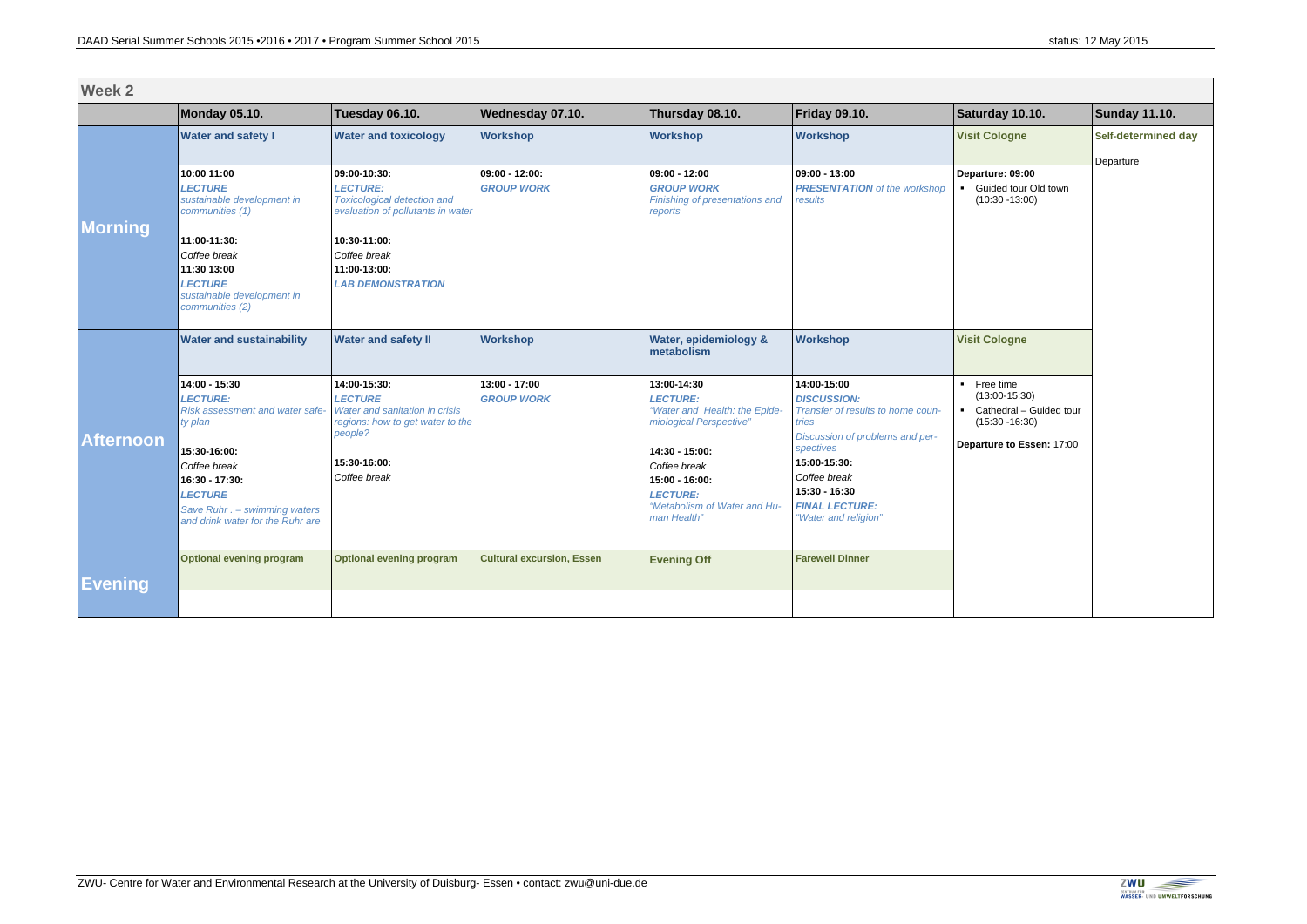## Week 2

| | Monday 05.10. | Tuesday 06.10. | Wednesday 07.10. | Thursday 08.10. | Friday 09.10. | Saturday 10.10. | Sunday 11.10. |
|---|---|---|---|---|---|---|---|
| **Morning** | **Water and safety I** | **Water and toxicology** | **Workshop** | **Workshop** | **Workshop** | **Visit Cologne** | **Self-determined day** |
| | **10:00 11:00**<br>***LECTURE***<br>*sustainable development in communities (1)*<br><br>**11:00-11:30:**<br>*Coffee break*<br>**11:30 13:00**<br>***LECTURE***<br>*sustainable development in communities (2)* | **09:00-10:30:**<br>***LECTURE:***<br>*Toxicological detection and evaluation of pollutants in water*<br><br>**10:30-11:00:**<br>*Coffee break*<br>**11:00-13:00:**<br>***LAB DEMONSTRATION*** | **09:00 - 12:00:**<br>***GROUP WORK*** | **09:00 - 12:00**<br>***GROUP WORK***<br>*Finishing of presentations and reports* | **09:00 - 13:00**<br>***PRESENTATION*** *of the workshop results* | **Departure: 09:00**<br>▪ Guided tour Old town (10:30 -13:00) | Departure |
| **Afternoon** | **Water and sustainability** | **Water and safety II** | **Workshop** | **Water, epidemiology & metabolism** | **Workshop** | **Visit Cologne** | |
| | **14:00 - 15:30**<br>***LECTURE:***<br>*Risk assessment and water safety plan*<br><br>**15:30-16:00:**<br>*Coffee break*<br>**16:30 - 17:30:**<br>***LECTURE***<br>*Save Ruhr . – swimming waters and drink water for the Ruhr are* | **14:00-15:30:**<br>***LECTURE***<br>*Water and sanitation in crisis regions: how to get water to the people?*<br><br>**15:30-16:00:**<br>*Coffee break* | **13:00 - 17:00**<br>***GROUP WORK*** | **13:00-14:30**<br>***LECTURE:***<br>*"Water and Health: the Epidemiological Perspective"*<br><br>**14:30 - 15:00:**<br>*Coffee break*<br>**15:00 - 16:00:**<br>***LECTURE:***<br>*"Metabolism of Water and Human Health"* | **14:00-15:00**<br>***DISCUSSION:***<br>*Transfer of results to home countries*<br>*Discussion of problems and perspectives*<br>**15:00-15:30:**<br>*Coffee break*<br>**15:30 - 16:30**<br>***FINAL LECTURE:***<br>*"Water and religion"* | ▪ Free time (13:00-15:30)<br>▪ Cathedral – Guided tour (15:30 -16:30)<br><br>**Departure to Essen:** 17:00 | |
| **Evening** | **Optional evening program** | **Optional evening program** | **Cultural excursion, Essen** | **Evening Off** | **Farewell Dinner** | | |
| | | | | | | | |

ZWU- Centre for Water and Environmental Research at the University of Duisburg- Essen • contact: zwu@uni-due.de